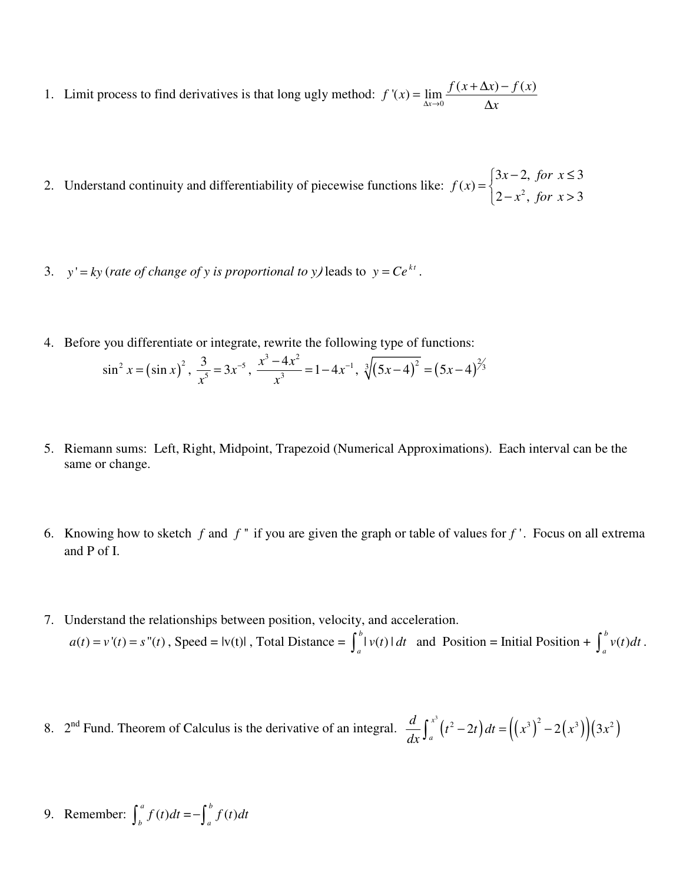1. Limit process to find derivatives is that long ugly method: $f'(x) = \lim_{\Delta x \to 0} \frac{f(x+\Delta x) - f(x)}{\Delta x}$

2. Understand continuity and differentiability of piecewise functions like: $f(x) = \begin{cases} 3x-2, & \text{for } x \le 3 \\ 2-x^2, & \text{for } x > 3 \end{cases}$

3. $y' = ky$ (*rate of change of y is proportional to y*) leads to $y = Ce^{kt}$.

4. Before you differentiate or integrate, rewrite the following type of functions:

   $$\sin^2 x = (\sin x)^2, \ \frac{3}{x^5} = 3x^{-5}, \ \frac{x^3 - 4x^2}{x^3} = 1 - 4x^{-1}, \ \sqrt[3]{(5x-4)^2} = (5x-4)^{2/3}$$

5. Riemann sums: Left, Right, Midpoint, Trapezoid (Numerical Approximations). Each interval can be the same or change.

6. Knowing how to sketch $f$ and $f''$ if you are given the graph or table of values for $f'$. Focus on all extrema and P of I.

7. Understand the relationships between position, velocity, and acceleration.

   $a(t) = v'(t) = s''(t)$, Speed = $|v(t)|$, Total Distance = $\int_a^b |v(t)|\,dt$ and Position = Initial Position + $\int_a^b v(t)dt$.

8. 2nd Fund. Theorem of Calculus is the derivative of an integral. $\frac{d}{dx}\int_a^{x^3} \left(t^2 - 2t\right)dt = \left(\left(x^3\right)^2 - 2\left(x^3\right)\right)\left(3x^2\right)$

9. Remember: $\int_b^a f(t)dt = -\int_a^b f(t)dt$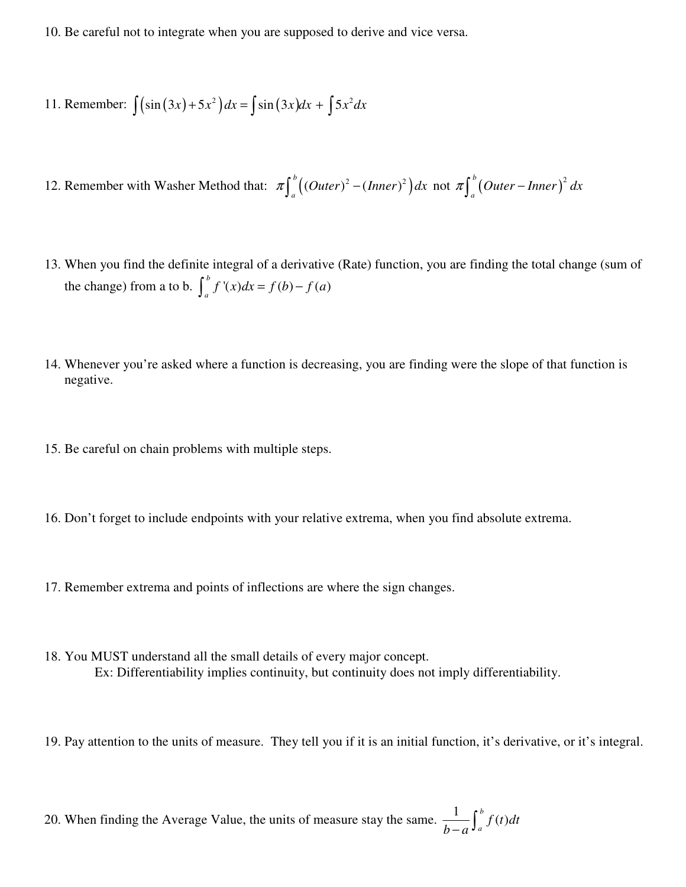10. Be careful not to integrate when you are supposed to derive and vice versa.

11. Remember: $\int(\sin(3x)+5x^2)\,dx = \int\sin(3x)dx + \int 5x^2 dx$

12. Remember with Washer Method that: $\pi\int_a^b\left((Outer)^2 - (Inner)^2\right)dx$ not $\pi\int_a^b(Outer - Inner)^2\,dx$

13. When you find the definite integral of a derivative (Rate) function, you are finding the total change (sum of the change) from a to b. $\int_a^b f'(x)dx = f(b) - f(a)$

14. Whenever you're asked where a function is decreasing, you are finding were the slope of that function is negative.

15. Be careful on chain problems with multiple steps.

16. Don't forget to include endpoints with your relative extrema, when you find absolute extrema.

17. Remember extrema and points of inflections are where the sign changes.

18. You MUST understand all the small details of every major concept.
    Ex: Differentiability implies continuity, but continuity does not imply differentiability.

19. Pay attention to the units of measure. They tell you if it is an initial function, it's derivative, or it's integral.

20. When finding the Average Value, the units of measure stay the same. $\frac{1}{b-a}\int_a^b f(t)dt$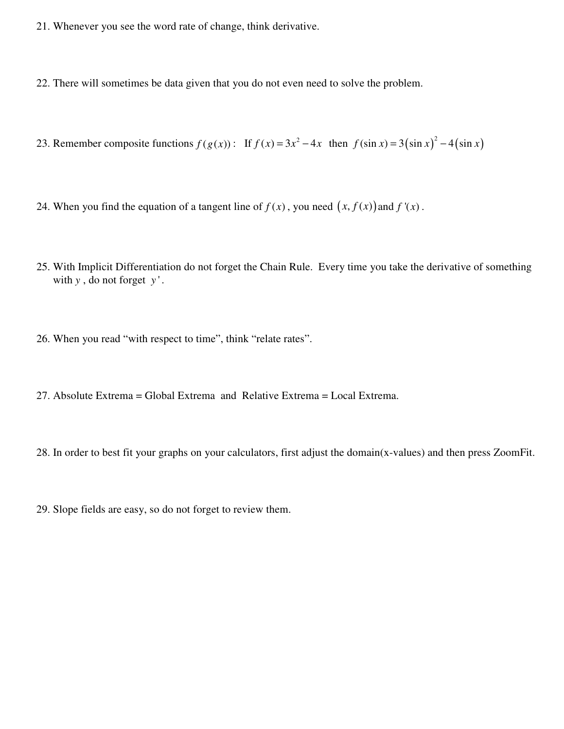21. Whenever you see the word rate of change, think derivative.

22. There will sometimes be data given that you do not even need to solve the problem.

23. Remember composite functions $f(g(x))$: If $f(x) = 3x^2 - 4x$ then $f(\sin x) = 3(\sin x)^2 - 4(\sin x)$

24. When you find the equation of a tangent line of $f(x)$, you need $(x, f(x))$ and $f'(x)$.

25. With Implicit Differentiation do not forget the Chain Rule. Every time you take the derivative of something with $y$, do not forget $y'$.

26. When you read "with respect to time", think "relate rates".

27. Absolute Extrema = Global Extrema and Relative Extrema = Local Extrema.

28. In order to best fit your graphs on your calculators, first adjust the domain(x-values) and then press ZoomFit.

29. Slope fields are easy, so do not forget to review them.